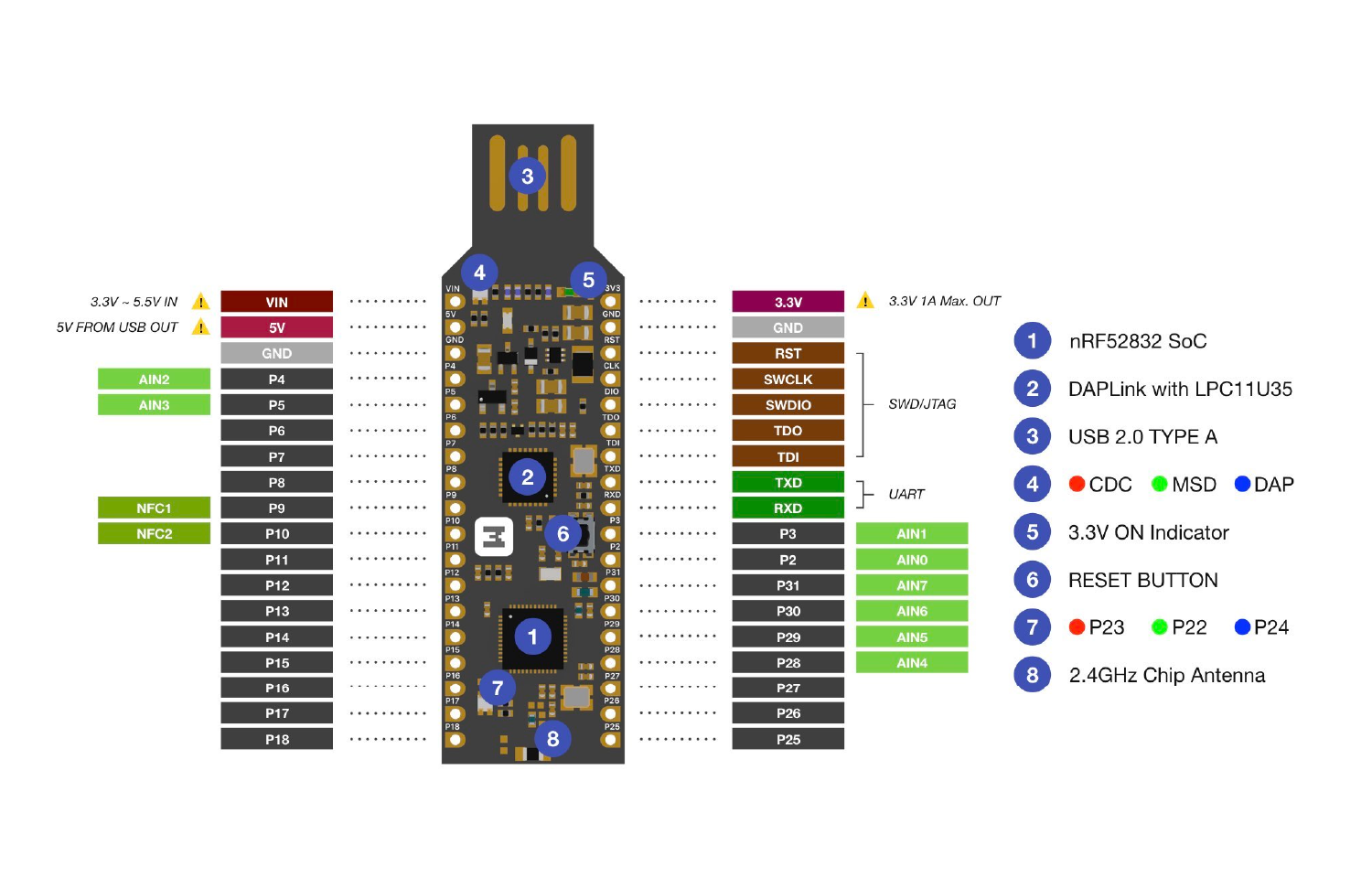3.3V ~ 5.5V IN — VIN
5V FROM USB OUT — 5V
GND
AIN2 — P4
AIN3 — P5
P6
P7
P8
NFC1 — P9
NFC2 — P10
P11
P12
P13
P14
P15
P16
P17
P18

3.3V — 3.3V 1A Max. OUT
GND
RST
SWCLK
SWDIO
TDO
TDI
SWD/JTAG
TXD
RXD
UART
P3 — AIN1
P2 — AIN0
P31 — AIN7
P30 — AIN6
P29 — AIN5
P28 — AIN4
P27
P26
P25

1. nRF52832 SoC
2. DAPLink with LPC11U35
3. USB 2.0 TYPE A
4. CDC MSD DAP
5. 3.3V ON Indicator
6. RESET BUTTON
7. P23 P22 P24
8. 2.4GHz Chip Antenna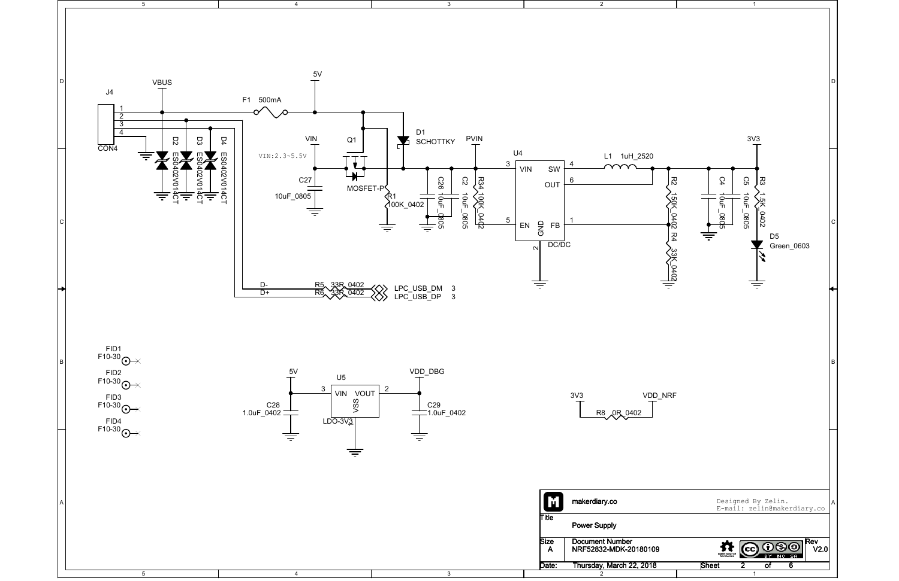J4
CON4

VBUS

F1 500mA

5V

D2 ES0402V014CT
D3 ES0402V014CT
D4 ES0402V014CT

VIN

VIN:2.3~5.5V

Q1

MOSFET-P

C27
10uF_0805

R1
100K_0402

D1
SCHOTTKY

PVIN

C26 10uF_0805
C2 10uF_0805
R34 100K_0402

U4
VIN
SW
OUT
EN
GND
FB
DC/DC

L1 1uH_2520

3V3

R2 150K_0402
R4 33K_0402

C4 10uF_0805
C5 10uF_0805
R3 1.5K_0402

D5
Green_0603

D-
D+

R5 33R_0402
R6 33R_0402

LPC_USB_DM 3
LPC_USB_DP 3

FID1
F10-30

FID2
F10-30

FID3
F10-30

FID4
F10-30

5V

U5
VIN VOUT
VSS
LDO-3V3

C28
1.0uF_0402

VDD_DBG

C29
1.0uF_0402

3V3

VDD_NRF

R8 0R_0402

makerdiary.co

Designed By Zelin.
E-mail: zelin@makerdiary.co

Title: Power Supply

Size: A

Document Number: NRF52832-MDK-20180109

Rev: V2.0

Date: Thursday, March 22, 2018

Sheet 2 of 6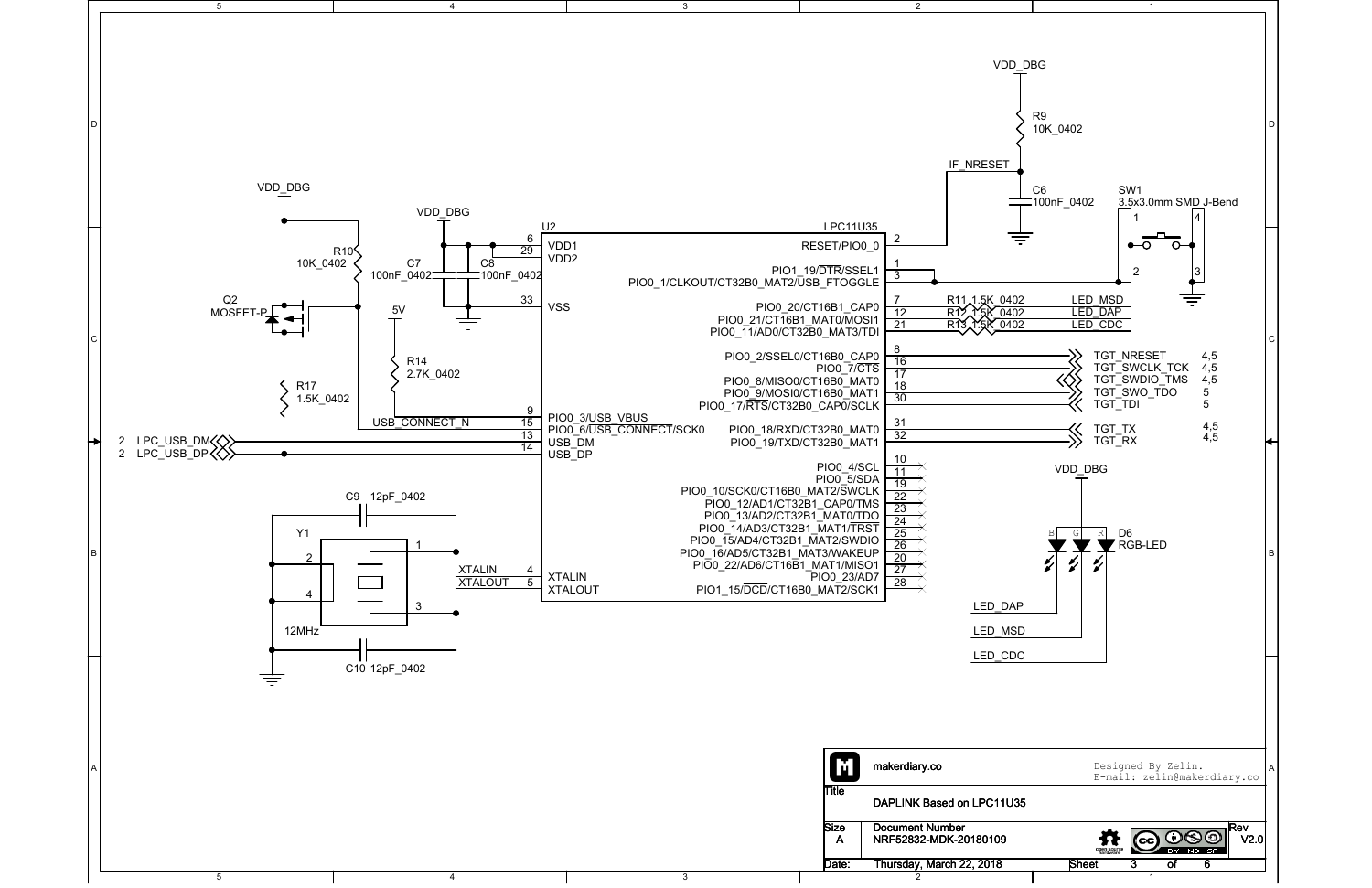DAPLINK Based on LPC11U35

VDD_DBG

R9
10K_0402

IF_NRESET

C6
100nF_0402

SW1
3.5x3.0mm SMD J-Bend

U2 LPC11U35

VDD1 (6), VDD2 (29), VSS (33)

RESET/PIO0_0 (2)
PIO1_19/DTR/SSEL1 (1)
PIO0_1/CLKOUT/CT32B0_MAT2/USB_FTOGGLE (3)
PIO0_20/CT16B1_CAP0 (7) — R11 1.5K_0402 — LED_MSD
PIO0_21/CT16B1_MAT0/MOSI1 (12) — R12 1.5K_0402 — LED_DAP
PIO0_11/AD0/CT32B0_MAT3/TDI (21) — R13 1.5K_0402 — LED_CDC
PIO0_2/SSEL0/CT16B0_CAP0 (8) — TGT_NRESET 4,5
PIO0_7/CTS (16) — TGT_SWCLK_TCK 4,5
PIO0_8/MISO0/CT16B0_MAT0 (17) — TGT_SWDIO_TMS 4,5
PIO0_9/MOSI0/CT16B0_MAT1 (18) — TGT_SWO_TDO 5
PIO0_17/RTS/CT32B0_CAP0/SCLK (30) — TGT_TDI 5
PIO0_18/RXD/CT32B0_MAT0 (31) — TGT_TX 4,5
PIO0_19/TXD/CT32B0_MAT1 (32) — TGT_RX 4,5
PIO0_4/SCL (10)
PIO0_5/SDA (11)
PIO0_10/SCK0/CT16B0_MAT2/SWCLK (19)
PIO0_12/AD1/CT32B1_CAP0/TMS (22)
PIO0_13/AD2/CT32B1_MAT0/TDO (23)
PIO0_14/AD3/CT32B1_MAT1/TRST (24)
PIO0_15/AD4/CT32B1_MAT2/SWDIO (25)
PIO0_16/AD5/CT32B1_MAT3/WAKEUP (26)
PIO0_22/AD6/CT16B1_MAT1/MISO1 (20)
PIO0_23/AD7 (27)
PIO1_15/DCD/CT16B0_MAT2/SCK1 (28)
PIO0_3/USB_VBUS (9)
PIO0_6/USB_CONNECT/SCK0 (15)
USB_DM (13)
USB_DP (14)
XTALIN (4)
XTALOUT (5)

C7 100nF_0402
C8 100nF_0402

R10 10K_0402
Q2 MOSFET-P
R17 1.5K_0402
5V
R14 2.7K_0402
USB_CONNECT_N
2 LPC_USB_DM
2 LPC_USB_DP

C9 12pF_0402
Y1 12MHz
C10 12pF_0402

VDD_DBG
D6 RGB-LED (B, G, R)
LED_DAP
LED_MSD
LED_CDC

makerdiary.co
Designed By Zelin.
E-mail: zelin@makerdiary.co

| | | |
|---|---|---|
| Title | DAPLINK Based on LPC11U35 | |
| Size A | Document Number NRF52832-MDK-20180109 | Rev V2.0 |
| Date: | Thursday, March 22, 2018 | Sheet 3 of 6 |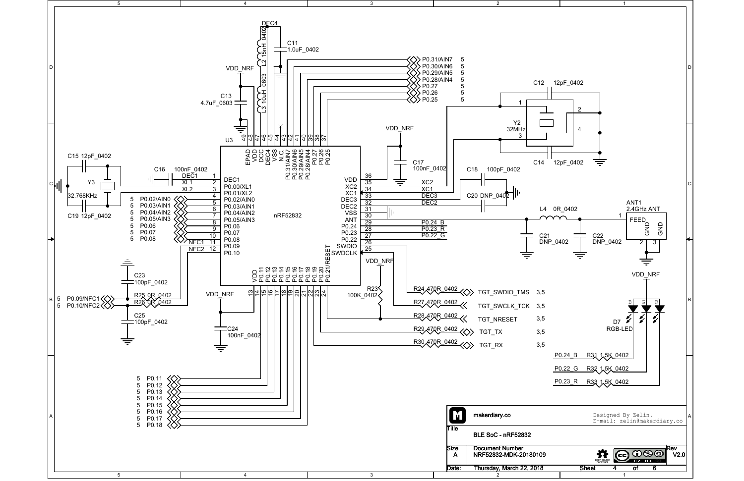U3 nRF52832

DEC4

L2 15nH 0402

C11 1.0uF_0402

VDD_NRF

L3 10uH 0603

C13 4.7uF_0603

49 EPAD, 48 VDD, 47 DCC, 46 DEC4, 45 VSS, 44 N.C., 43 P0.31/AIN7, 42 P0.30/AIN6, 41 P0.29/AIN5, 40 P0.28/AIN4, 39 P0.27, 38 P0.26, 37 P0.25

P0.31/AIN7 5
P0.30/AIN6 5
P0.29/AIN5 5
P0.28/AIN4 5
P0.27 5
P0.26 5
P0.25 5

C12 12pF_0402

Y2 32MHz

C14 12pF_0402

C15 12pF_0402

Y3 32.768KHz

C19 12pF_0402

C16 100nF_0402

1 DEC1
2 P0.00/XL1
3 P0.01/XL2
4 P0.02/AIN0
5 P0.03/AIN1
6 P0.04/AIN2
7 P0.05/AIN3
8 P0.06
9 P0.07
10 P0.08
11 P0.09
12 P0.10

5 P0.02/AIN0
5 P0.03/AIN1
5 P0.04/AIN2
5 P0.05/AIN3
5 P0.06
5 P0.07
5 P0.08

NFC1
NFC2

VDD_NRF

C17 100nF_0402

36 VDD
35 XC2
34 XC1
33 DEC3
32 DEC2
31 VSS
30 ANT
29 P0.24
28 P0.23
27 P0.22
26 SWDIO
25 SWDCLK

C18 100pF_0402

C20 DNP_0402

L4 0R_0402

ANT1 2.4GHz ANT

FEED GND GND

C21 DNP_0402

C22 DNP_0402

P0.24_B
P0.23_R
P0.22_G

C23 100pF_0402

R25 0R_0402

R26 0R_0402

C25 100pF_0402

5 P0.09/NFC1
5 P0.10/NFC2

VDD_NRF

C24 100nF_0402

13 VDD, 14 P0.11, 15 P0.12, 16 P0.13, 17 P0.14, 18 P0.15, 19 P0.16, 20 P0.17, 21 P0.18, 22 P0.19, 23 P0.20, 24 P0.21/RESET

VDD_NRF

R23 100K_0402

R24 470R_0402 TGT_SWDIO_TMS 3,5
R27 470R_0402 TGT_SWCLK_TCK 3,5
R28 470R_0402 TGT_NRESET 3,5
R29 470R_0402 TGT_TX 3,5
R30 470R_0402 TGT_RX 3,5

VDD_NRF

D7 RGB-LED

B G R

P0.24_B R31 1.5K_0402
P0.22_G R32 1.5K_0402
P0.23_R R33 1.5K_0402

5 P0.11
5 P0.12
5 P0.13
5 P0.14
5 P0.15
5 P0.16
5 P0.17
5 P0.18

makerdiary.co

Designed By Zelin.
E-mail: zelin@makerdiary.co

| | | |
|---|---|---|
| Title | BLE SoC - nRF52832 | |
| Size A | Document Number NRF52832-MDK-20180109 | Rev V2.0 |
| Date: | Thursday, March 22, 2018 | Sheet 4 of 6 |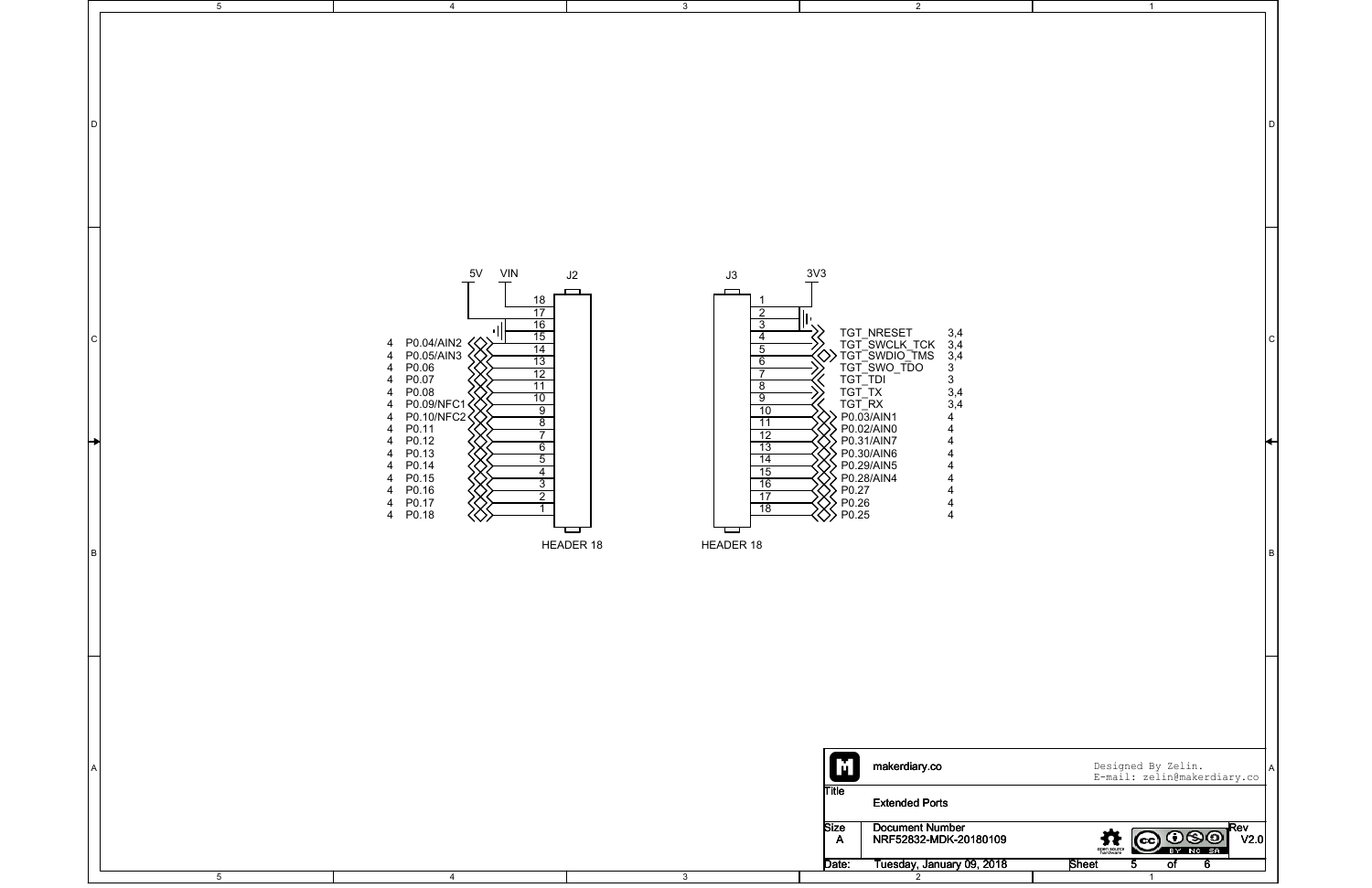J2

HEADER 18

5V VIN

| Pin | Net | Sheet |
| --- | --- | --- |
| 18 | VIN | |
| 17 | 5V | |
| 16 | GND | |
| 15 | P0.04/AIN2 | 4 |
| 14 | P0.05/AIN3 | 4 |
| 13 | P0.06 | 4 |
| 12 | P0.07 | 4 |
| 11 | P0.08 | 4 |
| 10 | P0.09/NFC1 | 4 |
| 9 | P0.10/NFC2 | 4 |
| 8 | P0.11 | 4 |
| 7 | P0.12 | 4 |
| 6 | P0.13 | 4 |
| 5 | P0.14 | 4 |
| 4 | P0.15 | 4 |
| 3 | P0.16 | 4 |
| 2 | P0.17 | 4 |
| 1 | P0.18 | 4 |

J3

HEADER 18

3V3

| Pin | Net | Sheet |
| --- | --- | --- |
| 1 | 3V3 | |
| 2 | 3V3 | |
| 3 | GND | |
| 4 | TGT_NRESET | 3,4 |
| 5 | TGT_SWCLK_TCK | 3,4 |
| 6 | TGT_SWDIO_TMS | 3,4 |
| 7 | TGT_SWO_TDO | 3 |
| 8 | TGT_TDI | 3 |
| 9 | TGT_TX | 3,4 |
| 10 | TGT_RX | 3,4 |
| 11 | P0.03/AIN1 | 4 |
| 12 | P0.02/AIN0 | 4 |
| 13 | P0.31/AIN7 | 4 |
| 14 | P0.30/AIN6 | 4 |
| 15 | P0.29/AIN5 | 4 |
| 16 | P0.28/AIN4 | 4 |
| 17 | P0.27 | 4 |
| 18 | P0.26 | 4 |
| | P0.25 | 4 |

makerdiary.co

Designed By Zelin.
E-mail: zelin@makerdiary.co

Title: Extended Ports

Size: A

Document Number: NRF52832-MDK-20180109

Rev: V2.0

Date: Tuesday, January 09, 2018

Sheet 5 of 6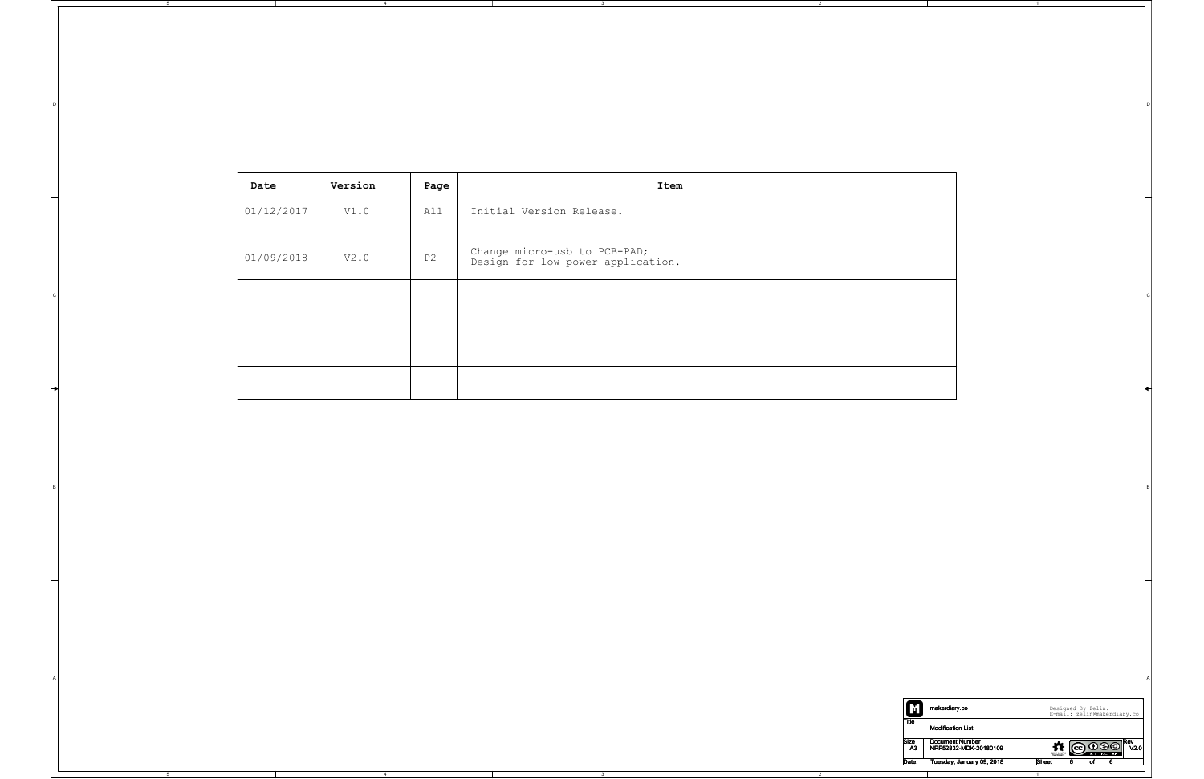| Date | Version | Page | Item |
| --- | --- | --- | --- |
| 01/12/2017 | V1.0 | All | Initial Version Release. |
| 01/09/2018 | V2.0 | P2 | Change micro-usb to PCB-PAD;<br>Design for low power application. |
| | | | |
| | | | |

makerdiary.co

Designed By Zelin.
E-mail: zelin@makerdiary.co

Title: Modification List

Size: A3
Document Number: NRF52832-MDK-20180109
Rev: V2.0

Date: Tuesday, January 09, 2018